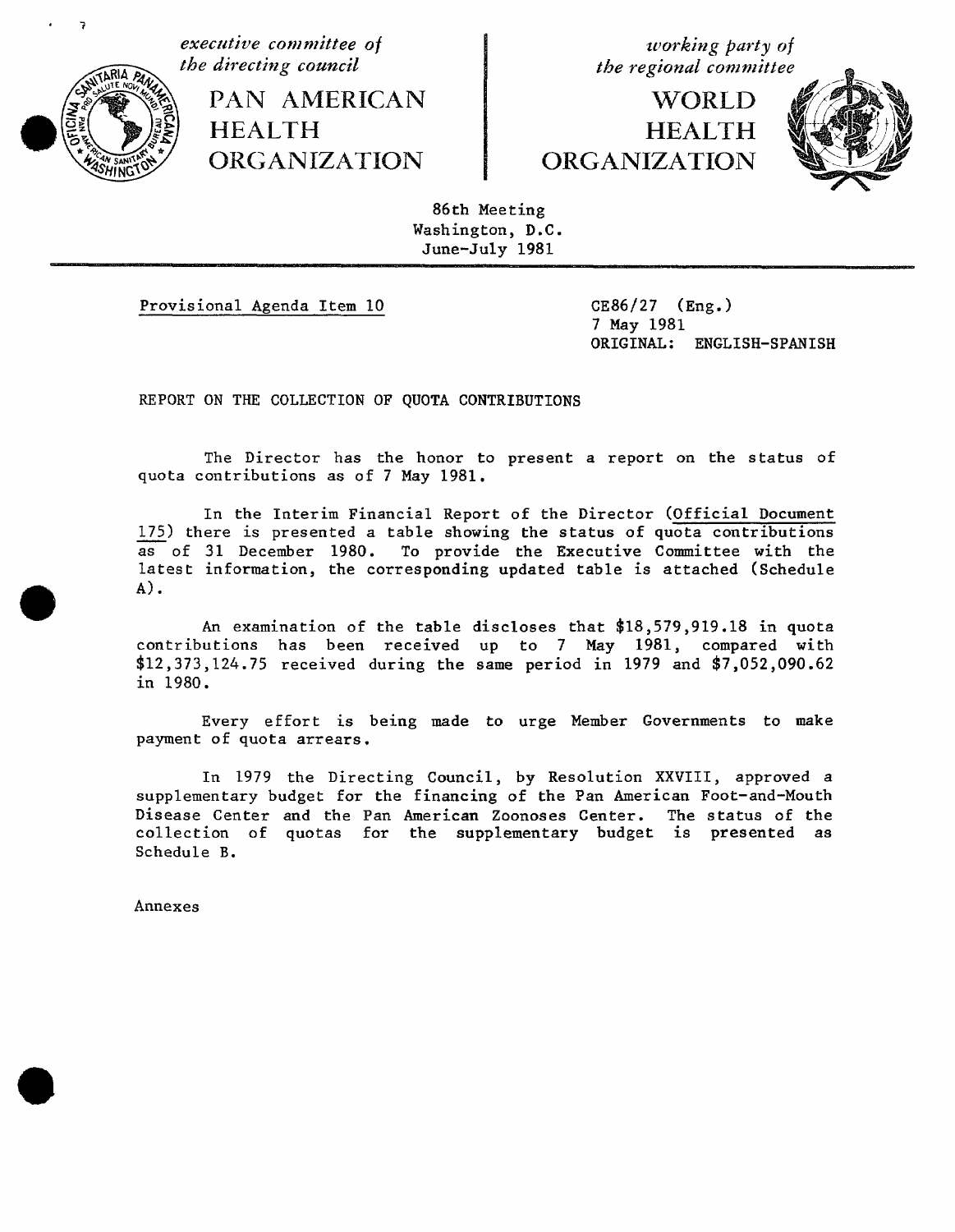*executive committee of the directing council*

PAN AMERICAN HEALTH ORGANIZATION

*working party of the regional committee*

WORLD HEALTH ORGANIZATION

86th Meeting
Washington, D.C.
June-July 1981

Provisional Agenda Item 10

CE86/27 (Eng.)
7 May 1981
ORIGINAL: ENGLISH-SPANISH

# REPORT ON THE COLLECTION OF QUOTA CONTRIBUTIONS

The Director has the honor to present a report on the status of quota contributions as of 7 May 1981.

In the Interim Financial Report of the Director (Official Document 175) there is presented a table showing the status of quota contributions as of 31 December 1980. To provide the Executive Committee with the latest information, the corresponding updated table is attached (Schedule A).

An examination of the table discloses that $18,579,919.18 in quota contributions has been received up to 7 May 1981, compared with $12,373,124.75 received during the same period in 1979 and $7,052,090.62 in 1980.

Every effort is being made to urge Member Governments to make payment of quota arrears.

In 1979 the Directing Council, by Resolution XXVIII, approved a supplementary budget for the financing of the Pan American Foot-and-Mouth Disease Center and the Pan American Zoonoses Center. The status of the collection of quotas for the supplementary budget is presented as Schedule B.

Annexes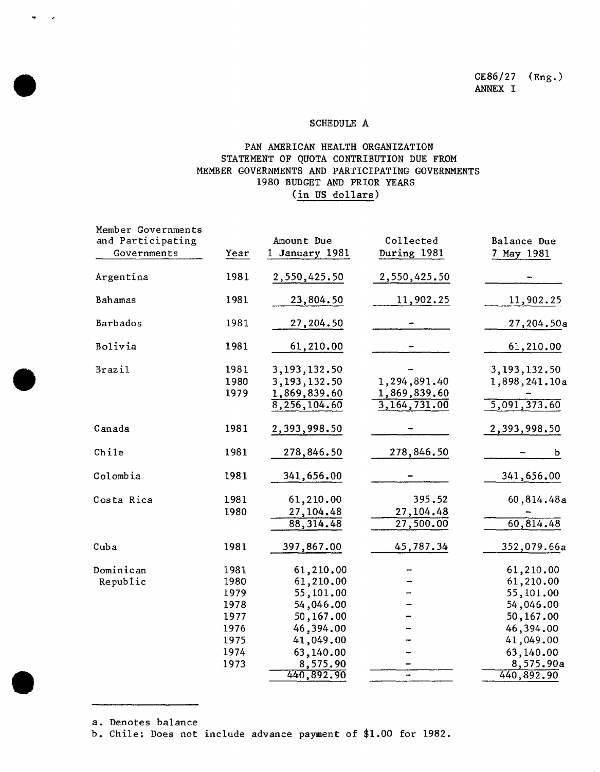CE86/27 (Eng.)
ANNEX I

## SCHEDULE A

### PAN AMERICAN HEALTH ORGANIZATION
### STATEMENT OF QUOTA CONTRIBUTION DUE FROM MEMBER GOVERNMENTS AND PARTICIPATING GOVERNMENTS
### 1980 BUDGET AND PRIOR YEARS
### (in US dollars)

| Member Governments and Participating Governments | Year | Amount Due 1 January 1981 | Collected During 1981 | Balance Due 7 May 1981 |
|---|---|---|---|---|
| Argentina | 1981 | 2,550,425.50 | 2,550,425.50 | - |
| Bahamas | 1981 | 23,804.50 | 11,902.25 | 11,902.25 |
| Barbados | 1981 | 27,204.50 | - | 27,204.50a |
| Bolivia | 1981 | 61,210.00 | - | 61,210.00 |
| Brazil | 1981 | 3,193,132.50 | - | 3,193,132.50 |
| | 1980 | 3,193,132.50 | 1,294,891.40 | 1,898,241.10a |
| | 1979 | 1,869,839.60 | 1,869,839.60 | - |
| | | 8,256,104.60 | 3,164,731.00 | 5,091,373.60 |
| Canada | 1981 | 2,393,998.50 | - | 2,393,998.50 |
| Chile | 1981 | 278,846.50 | 278,846.50 | - b |
| Colombia | 1981 | 341,656.00 | - | 341,656.00 |
| Costa Rica | 1981 | 61,210.00 | 395.52 | 60,814.48a |
| | 1980 | 27,104.48 | 27,104.48 | - |
| | | 88,314.48 | 27,500.00 | 60,814.48 |
| Cuba | 1981 | 397,867.00 | 45,787.34 | 352,079.66a |
| Dominican Republic | 1981 | 61,210.00 | - | 61,210.00 |
| | 1980 | 61,210.00 | - | 61,210.00 |
| | 1979 | 55,101.00 | - | 55,101.00 |
| | 1978 | 54,046.00 | - | 54,046.00 |
| | 1977 | 50,167.00 | - | 50,167.00 |
| | 1976 | 46,394.00 | - | 46,394.00 |
| | 1975 | 41,049.00 | - | 41,049.00 |
| | 1974 | 63,140.00 | - | 63,140.00 |
| | 1973 | 8,575.90 | - | 8,575.90a |
| | | 440,892.90 | - | 440,892.90 |

a. Denotes balance

b. Chile: Does not include advance payment of $1.00 for 1982.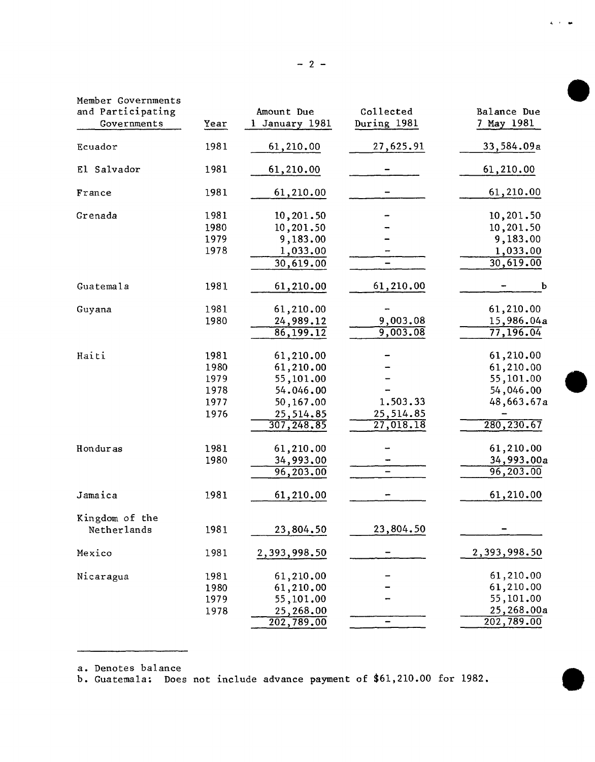| Member Governments and Participating Governments | Year | Amount Due 1 January 1981 | Collected During 1981 | Balance Due 7 May 1981 |
|---|---|---|---|---|
| Ecuador | 1981 | 61,210.00 | 27,625.91 | 33,584.09a |
| El Salvador | 1981 | 61,210.00 | - | 61,210.00 |
| France | 1981 | 61,210.00 | - | 61,210.00 |
| Grenada | 1981 | 10,201.50 | - | 10,201.50 |
| | 1980 | 10,201.50 | - | 10,201.50 |
| | 1979 | 9,183.00 | - | 9,183.00 |
| | 1978 | 1,033.00 | - | 1,033.00 |
| | | 30,619.00 | - | 30,619.00 |
| Guatemala | 1981 | 61,210.00 | 61,210.00 | - b |
| Guyana | 1981 | 61,210.00 | - | 61,210.00 |
| | 1980 | 24,989.12 | 9,003.08 | 15,986.04a |
| | | 86,199.12 | 9,003.08 | 77,196.04 |
| Haiti | 1981 | 61,210.00 | - | 61,210.00 |
| | 1980 | 61,210.00 | - | 61,210.00 |
| | 1979 | 55,101.00 | - | 55,101.00 |
| | 1978 | 54.046.00 | - | 54,046.00 |
| | 1977 | 50,167.00 | 1.503.33 | 48,663.67a |
| | 1976 | 25,514.85 | 25,514.85 | - |
| | | 307,248.85 | 27,018.18 | 280,230.67 |
| Honduras | 1981 | 61,210.00 | - | 61,210.00 |
| | 1980 | 34,993.00 | - | 34,993.00a |
| | | 96,203.00 | - | 96,203.00 |
| Jamaica | 1981 | 61,210.00 | - | 61,210.00 |
| Kingdom of the Netherlands | 1981 | 23,804.50 | 23,804.50 | - |
| Mexico | 1981 | 2,393,998.50 | - | 2,393,998.50 |
| Nicaragua | 1981 | 61,210.00 | - | 61,210.00 |
| | 1980 | 61,210.00 | - | 61,210.00 |
| | 1979 | 55,101.00 | - | 55,101.00 |
| | 1978 | 25,268.00 | | 25,268.00a |
| | | 202,789.00 | - | 202,789.00 |

a. Denotes balance

b. Guatemala: Does not include advance payment of $61,210.00 for 1982.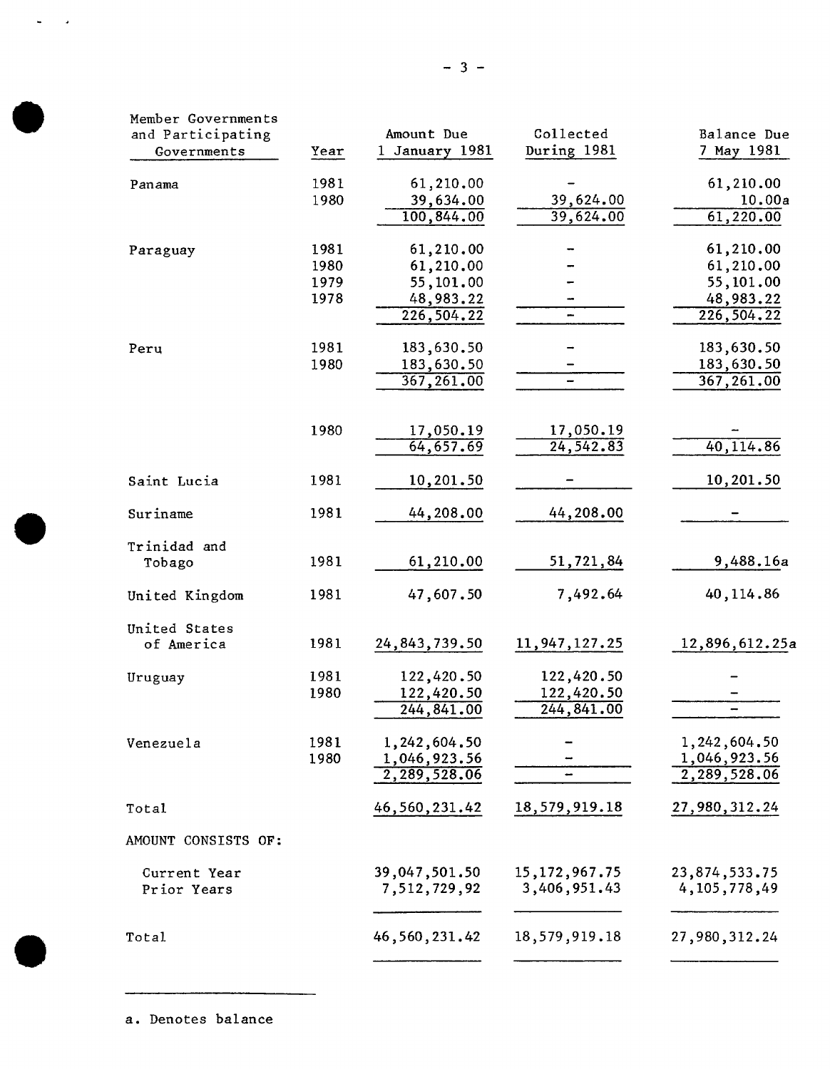| Member Governments and Participating Governments | Year | Amount Due 1 January 1981 | Collected During 1981 | Balance Due 7 May 1981 |
|---|---|---|---|---|
| Panama | 1981 | 61,210.00 | - | 61,210.00 |
| | 1980 | 39,634.00 | 39,624.00 | 10.00a |
| | | 100,844.00 | 39,624.00 | 61,220.00 |
| Paraguay | 1981 | 61,210.00 | - | 61,210.00 |
| | 1980 | 61,210.00 | - | 61,210.00 |
| | 1979 | 55,101.00 | - | 55,101.00 |
| | 1978 | 48,983.22 | - | 48,983.22 |
| | | 226,504.22 | - | 226,504.22 |
| Peru | 1981 | 183,630.50 | - | 183,630.50 |
| | 1980 | 183,630.50 | - | 183,630.50 |
| | | 367,261.00 | - | 367,261.00 |
| | 1980 | 17,050.19 | 17,050.19 | - |
| | | 64,657.69 | 24,542.83 | 40,114.86 |
| Saint Lucia | 1981 | 10,201.50 | - | 10,201.50 |
| Suriname | 1981 | 44,208.00 | 44,208.00 | - |
| Trinidad and Tobago | 1981 | 61,210.00 | 51,721,84 | 9,488.16a |
| United Kingdom | 1981 | 47,607.50 | 7,492.64 | 40,114.86 |
| United States of America | 1981 | 24,843,739.50 | 11,947,127.25 | 12,896,612.25a |
| Uruguay | 1981 | 122,420.50 | 122,420.50 | - |
| | 1980 | 122,420.50 | 122,420.50 | - |
| | | 244,841.00 | 244,841.00 | - |
| Venezuela | 1981 | 1,242,604.50 | - | 1,242,604.50 |
| | 1980 | 1,046,923.56 | - | 1,046,923.56 |
| | | 2,289,528.06 | - | 2,289,528.06 |
| Total | | 46,560,231.42 | 18,579,919.18 | 27,980,312.24 |
| AMOUNT CONSISTS OF: | | | | |
| Current Year | | 39,047,501.50 | 15,172,967.75 | 23,874,533.75 |
| Prior Years | | 7,512,729,92 | 3,406,951.43 | 4,105,778,49 |
| Total | | 46,560,231.42 | 18,579,919.18 | 27,980,312.24 |

a. Denotes balance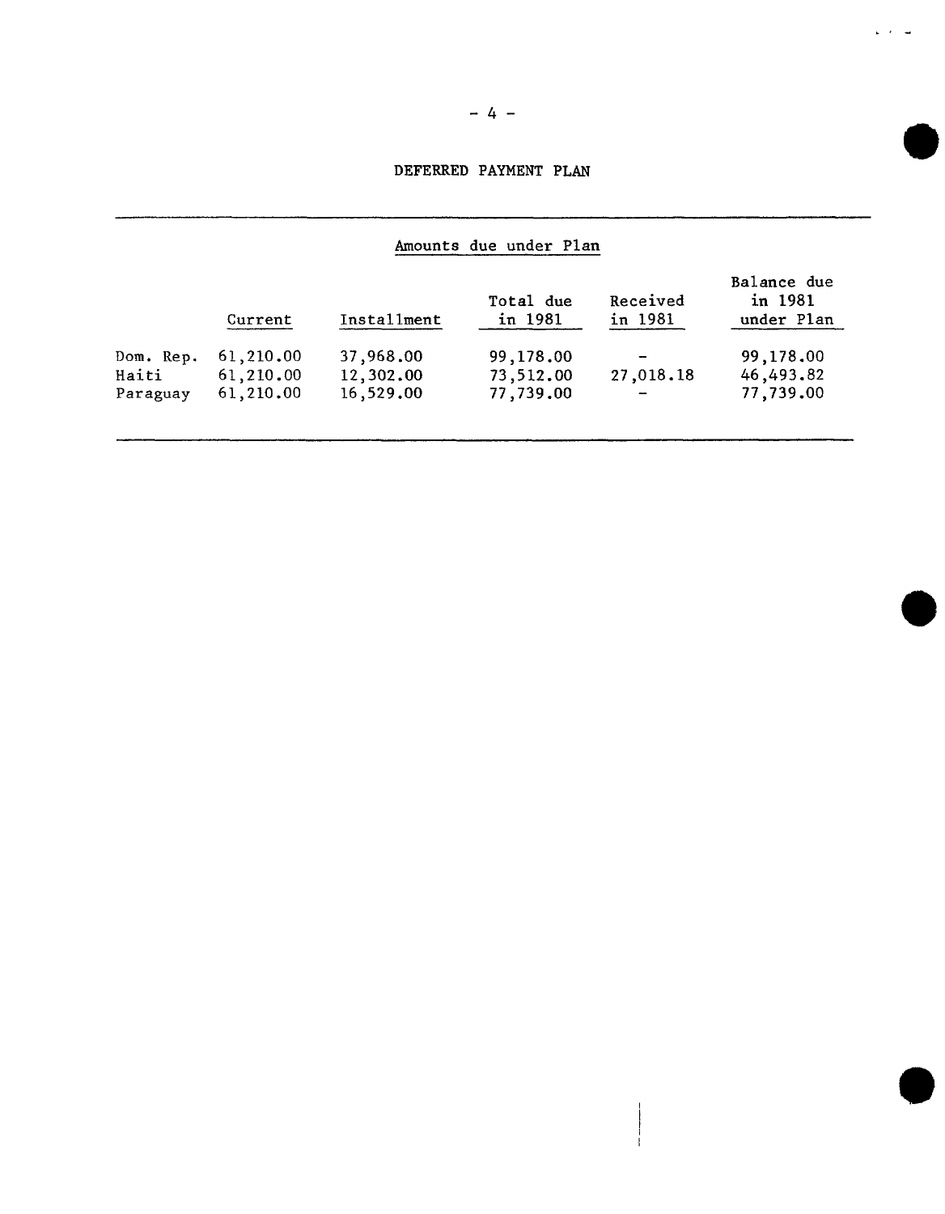## DEFERRED PAYMENT PLAN

| | Amounts due under Plan | | | | |
|---|---|---|---|---|---|
| | Current | Installment | Total due in 1981 | Received in 1981 | Balance due in 1981 under Plan |
| Dom. Rep. | 61,210.00 | 37,968.00 | 99,178.00 | - | 99,178.00 |
| Haiti | 61,210.00 | 12,302.00 | 73,512.00 | 27,018.18 | 46,493.82 |
| Paraguay | 61,210.00 | 16,529.00 | 77,739.00 | - | 77,739.00 |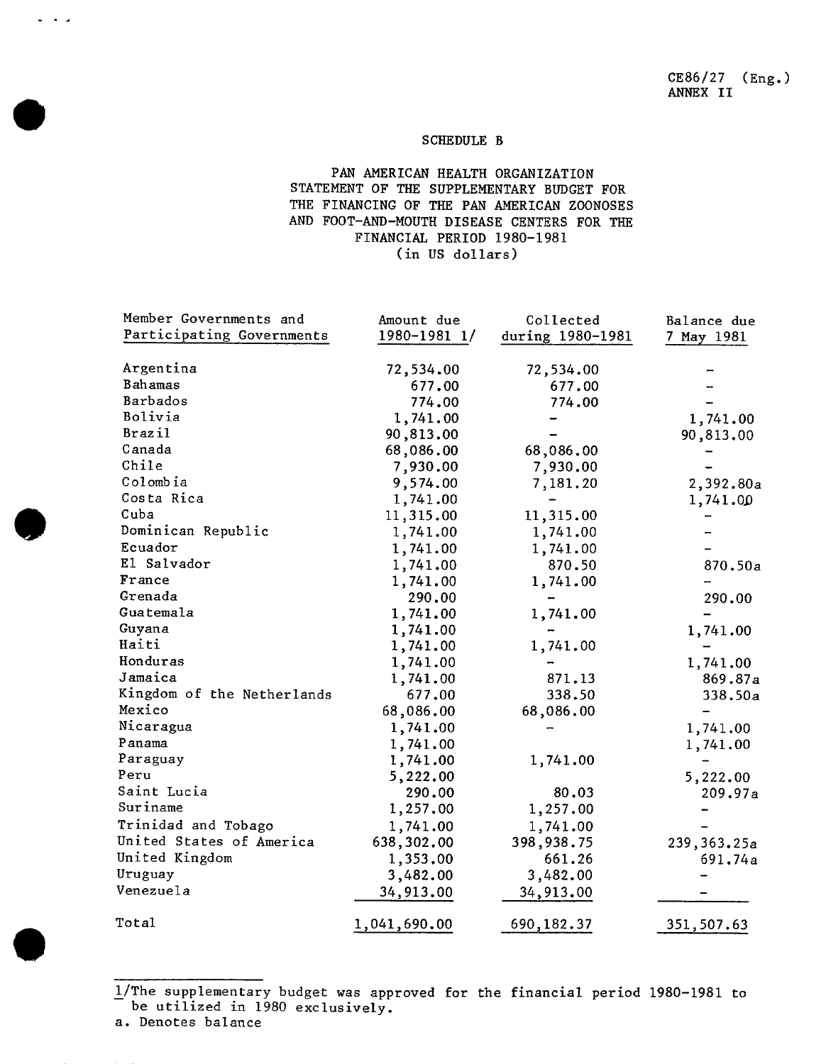CE86/27 (Eng.)
ANNEX II

SCHEDULE B

PAN AMERICAN HEALTH ORGANIZATION
STATEMENT OF THE SUPPLEMENTARY BUDGET FOR
THE FINANCING OF THE PAN AMERICAN ZOONOSES
AND FOOT-AND-MOUTH DISEASE CENTERS FOR THE
FINANCIAL PERIOD 1980-1981
(in US dollars)

| Member Governments and Participating Governments | Amount due 1980-1981 1/ | Collected during 1980-1981 | Balance due 7 May 1981 |
|---|---|---|---|
| Argentina | 72,534.00 | 72,534.00 | - |
| Bahamas | 677.00 | 677.00 | - |
| Barbados | 774.00 | 774.00 | - |
| Bolivia | 1,741.00 | - | 1,741.00 |
| Brazil | 90,813.00 | - | 90,813.00 |
| Canada | 68,086.00 | 68,086.00 | - |
| Chile | 7,930.00 | 7,930.00 | - |
| Colombia | 9,574.00 | 7,181.20 | 2,392.80a |
| Costa Rica | 1,741.00 | - | 1,741.00 |
| Cuba | 11,315.00 | 11,315.00 | - |
| Dominican Republic | 1,741.00 | 1,741.00 | - |
| Ecuador | 1,741.00 | 1,741.00 | - |
| El Salvador | 1,741.00 | 870.50 | 870.50a |
| France | 1,741.00 | 1,741.00 | - |
| Grenada | 290.00 | - | 290.00 |
| Guatemala | 1,741.00 | 1,741.00 | - |
| Guyana | 1,741.00 | - | 1,741.00 |
| Haiti | 1,741.00 | 1,741.00 | - |
| Honduras | 1,741.00 | - | 1,741.00 |
| Jamaica | 1,741.00 | 871.13 | 869.87a |
| Kingdom of the Netherlands | 677.00 | 338.50 | 338.50a |
| Mexico | 68,086.00 | 68,086.00 | - |
| Nicaragua | 1,741.00 | - | 1,741.00 |
| Panama | 1,741.00 | | 1,741.00 |
| Paraguay | 1,741.00 | 1,741.00 | - |
| Peru | 5,222.00 | | 5,222.00 |
| Saint Lucia | 290.00 | 80.03 | 209.97a |
| Suriname | 1,257.00 | 1,257.00 | - |
| Trinidad and Tobago | 1,741.00 | 1,741.00 | - |
| United States of America | 638,302.00 | 398,938.75 | 239,363.25a |
| United Kingdom | 1,353.00 | 661.26 | 691.74a |
| Uruguay | 3,482.00 | 3,482.00 | - |
| Venezuela | 34,913.00 | 34,913.00 | - |
| Total | 1,041,690.00 | 690,182.37 | 351,507.63 |

1/The supplementary budget was approved for the financial period 1980-1981 to be utilized in 1980 exclusively.

a. Denotes balance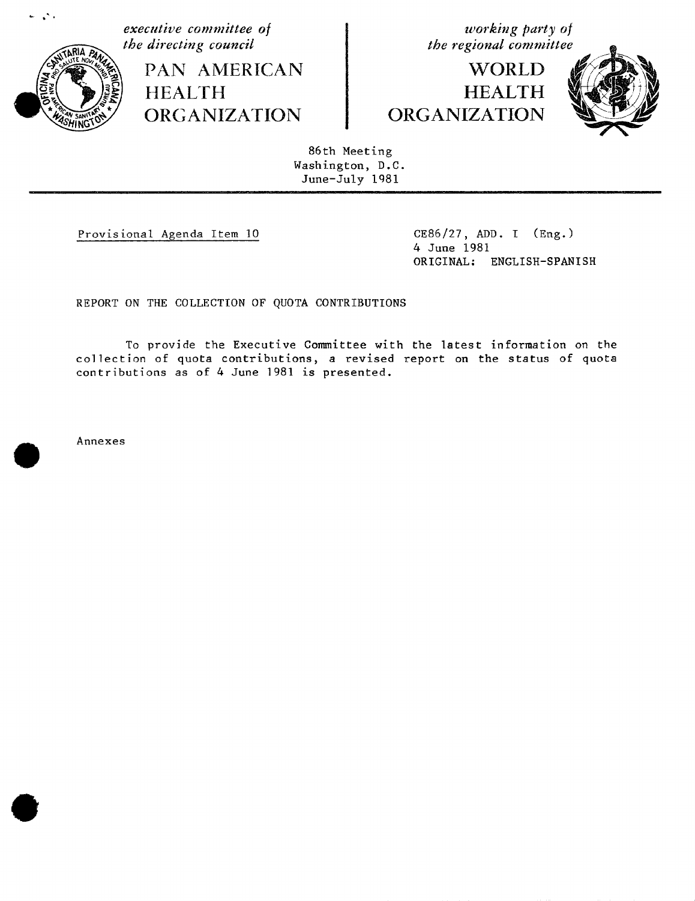*executive committee of the directing council*

PAN AMERICAN HEALTH ORGANIZATION

*working party of the regional committee*

WORLD HEALTH ORGANIZATION

86th Meeting
Washington, D.C.
June-July 1981

Provisional Agenda Item 10

CE86/27, ADD. I (Eng.)
4 June 1981
ORIGINAL: ENGLISH-SPANISH

REPORT ON THE COLLECTION OF QUOTA CONTRIBUTIONS

To provide the Executive Committee with the latest information on the collection of quota contributions, a revised report on the status of quota contributions as of 4 June 1981 is presented.

Annexes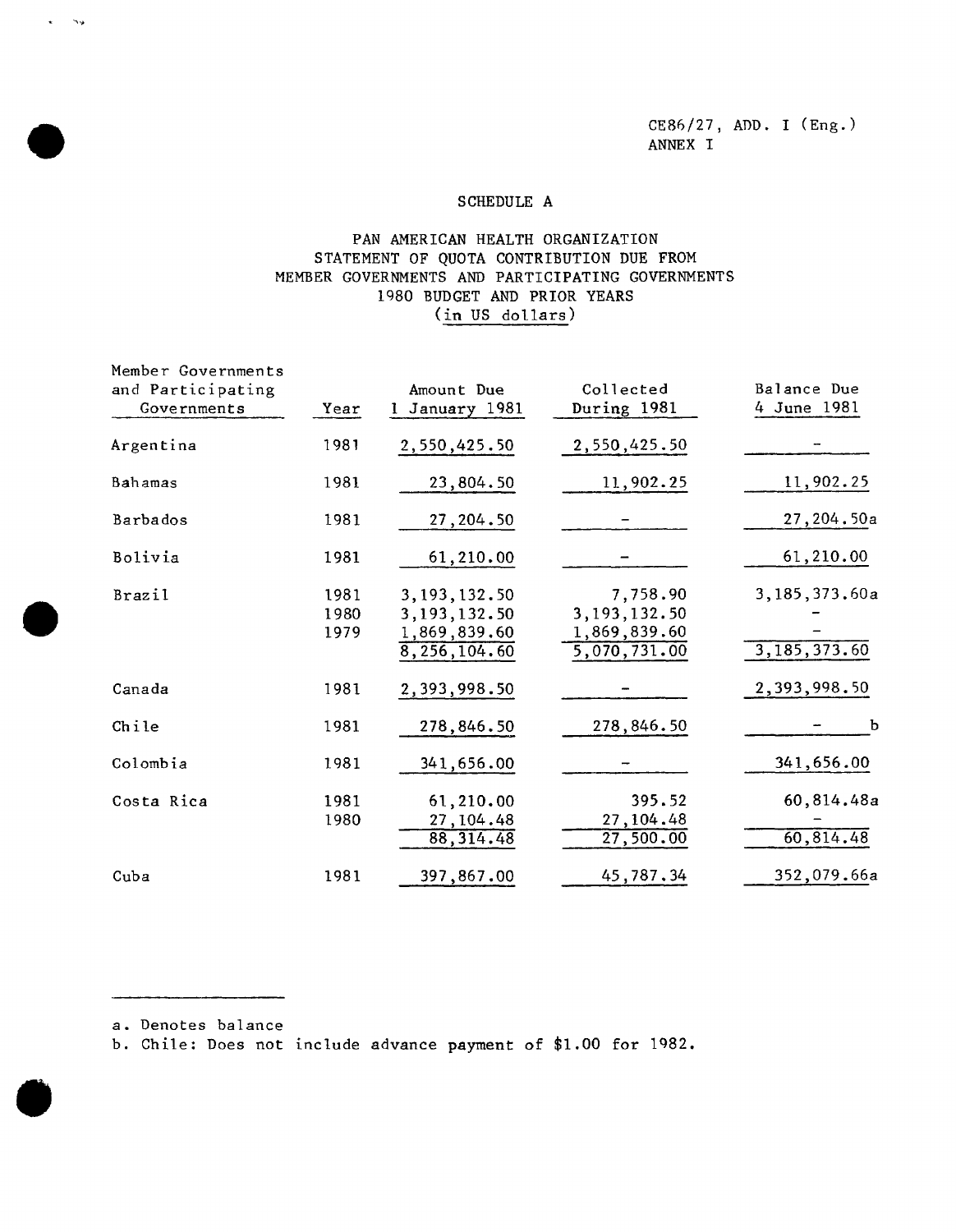CE86/27, ADD. I (Eng.)
ANNEX I

## SCHEDULE A

## PAN AMERICAN HEALTH ORGANIZATION
## STATEMENT OF QUOTA CONTRIBUTION DUE FROM MEMBER GOVERNMENTS AND PARTICIPATING GOVERNMENTS
## 1980 BUDGET AND PRIOR YEARS
## (in US dollars)

| Member Governments and Participating Governments | Year | Amount Due 1 January 1981 | Collected During 1981 | Balance Due 4 June 1981 |
|---|---|---|---|---|
| Argentina | 1981 | 2,550,425.50 | 2,550,425.50 | - |
| Bahamas | 1981 | 23,804.50 | 11,902.25 | 11,902.25 |
| Barbados | 1981 | 27,204.50 | - | 27,204.50a |
| Bolivia | 1981 | 61,210.00 | - | 61,210.00 |
| Brazil | 1981 | 3,193,132.50 | 7,758.90 | 3,185,373.60a |
| | 1980 | 3,193,132.50 | 3,193,132.50 | - |
| | 1979 | 1,869,839.60 | 1,869,839.60 | - |
| | | 8,256,104.60 | 5,070,731.00 | 3,185,373.60 |
| Canada | 1981 | 2,393,998.50 | - | 2,393,998.50 |
| Chile | 1981 | 278,846.50 | 278,846.50 | - b |
| Colombia | 1981 | 341,656.00 | - | 341,656.00 |
| Costa Rica | 1981 | 61,210.00 | 395.52 | 60,814.48a |
| | 1980 | 27,104.48 | 27,104.48 | - |
| | | 88,314.48 | 27,500.00 | 60,814.48 |
| Cuba | 1981 | 397,867.00 | 45,787.34 | 352,079.66a |

a. Denotes balance

b. Chile: Does not include advance payment of $1.00 for 1982.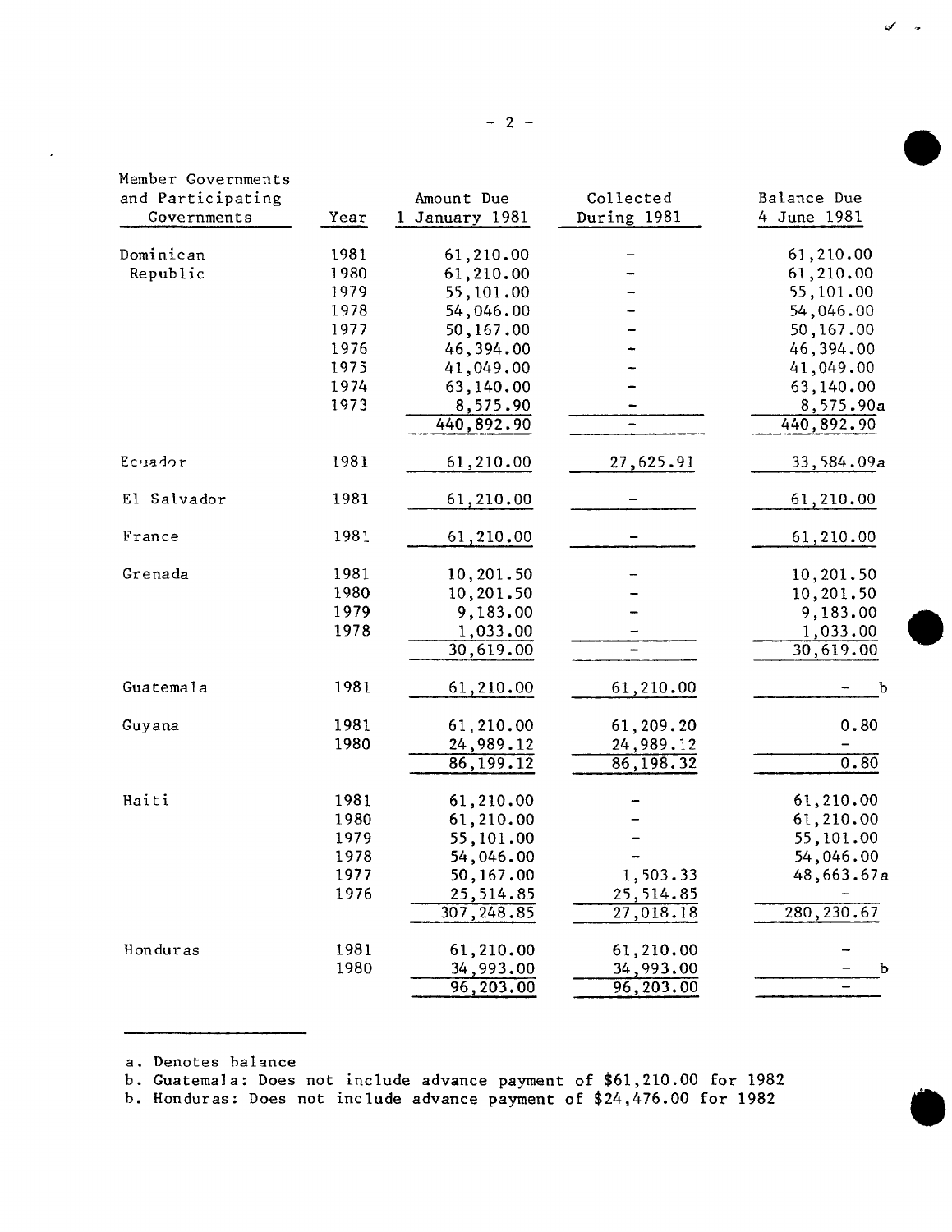| Member Governments and Participating Governments | Year | Amount Due 1 January 1981 | Collected During 1981 | Balance Due 4 June 1981 |
|---|---|---|---|---|
| Dominican Republic | 1981 | 61,210.00 | - | 61,210.00 |
| | 1980 | 61,210.00 | - | 61,210.00 |
| | 1979 | 55,101.00 | - | 55,101.00 |
| | 1978 | 54,046.00 | - | 54,046.00 |
| | 1977 | 50,167.00 | - | 50,167.00 |
| | 1976 | 46,394.00 | - | 46,394.00 |
| | 1975 | 41,049.00 | - | 41,049.00 |
| | 1974 | 63,140.00 | - | 63,140.00 |
| | 1973 | 8,575.90 | - | 8,575.90a |
| | | 440,892.90 | - | 440,892.90 |
| Ecuador | 1981 | 61,210.00 | 27,625.91 | 33,584.09a |
| El Salvador | 1981 | 61,210.00 | - | 61,210.00 |
| France | 1981 | 61,210.00 | - | 61,210.00 |
| Grenada | 1981 | 10,201.50 | - | 10,201.50 |
| | 1980 | 10,201.50 | - | 10,201.50 |
| | 1979 | 9,183.00 | - | 9,183.00 |
| | 1978 | 1,033.00 | - | 1,033.00 |
| | | 30,619.00 | - | 30,619.00 |
| Guatemala | 1981 | 61,210.00 | 61,210.00 | - b |
| Guyana | 1981 | 61,210.00 | 61,209.20 | 0.80 |
| | 1980 | 24,989.12 | 24,989.12 | - |
| | | 86,199.12 | 86,198.32 | 0.80 |
| Haiti | 1981 | 61,210.00 | - | 61,210.00 |
| | 1980 | 61,210.00 | - | 61,210.00 |
| | 1979 | 55,101.00 | - | 55,101.00 |
| | 1978 | 54,046.00 | - | 54,046.00 |
| | 1977 | 50,167.00 | 1,503.33 | 48,663.67a |
| | 1976 | 25,514.85 | 25,514.85 | - |
| | | 307,248.85 | 27,018.18 | 280,230.67 |
| Honduras | 1981 | 61,210.00 | 61,210.00 | - |
| | 1980 | 34,993.00 | 34,993.00 | - b |
| | | 96,203.00 | 96,203.00 | - |

a. Denotes balance

b. Guatemala: Does not include advance payment of $61,210.00 for 1982

b. Honduras: Does not include advance payment of $24,476.00 for 1982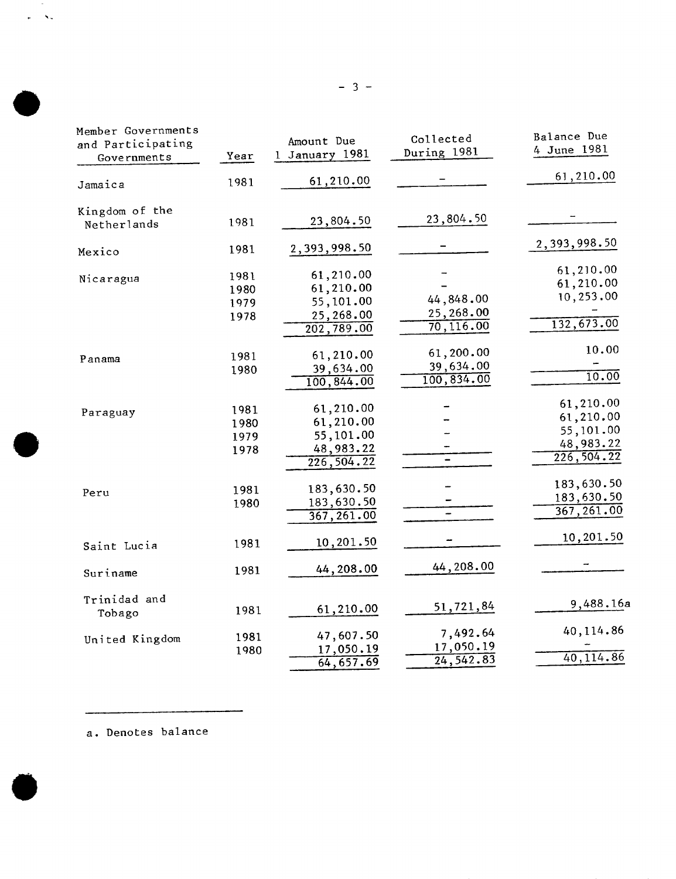| Member Governments and Participating Governments | Year | Amount Due 1 January 1981 | Collected During 1981 | Balance Due 4 June 1981 |
|---|---|---|---|---|
| Jamaica | 1981 | 61,210.00 | - | 61,210.00 |
| Kingdom of the Netherlands | 1981 | 23,804.50 | 23,804.50 | - |
| Mexico | 1981 | 2,393,998.50 | - | 2,393,998.50 |
| Nicaragua | 1981 | 61,210.00 | - | 61,210.00 |
| | 1980 | 61,210.00 | - | 61,210.00 |
| | 1979 | 55,101.00 | 44,848.00 | 10,253.00 |
| | 1978 | 25,268.00 | 25,268.00 | - |
| | | 202,789.00 | 70,116.00 | 132,673.00 |
| Panama | 1981 | 61,210.00 | 61,200.00 | 10.00 |
| | 1980 | 39,634.00 | 39,634.00 | - |
| | | 100,844.00 | 100,834.00 | 10.00 |
| Paraguay | 1981 | 61,210.00 | - | 61,210.00 |
| | 1980 | 61,210.00 | - | 61,210.00 |
| | 1979 | 55,101.00 | - | 55,101.00 |
| | 1978 | 48,983.22 | - | 48,983.22 |
| | | 226,504.22 | - | 226,504.22 |
| Peru | 1981 | 183,630.50 | - | 183,630.50 |
| | 1980 | 183,630.50 | - | 183,630.50 |
| | | 367,261.00 | - | 367,261.00 |
| Saint Lucia | 1981 | 10,201.50 | - | 10,201.50 |
| Suriname | 1981 | 44,208.00 | 44,208.00 | - |
| Trinidad and Tobago | 1981 | 61,210.00 | 51,721,84 | 9,488.16a |
| United Kingdom | 1981 | 47,607.50 | 7,492.64 | 40,114.86 |
| | 1980 | 17,050.19 | 17,050.19 | - |
| | | 64,657.69 | 24,542.83 | 40,114.86 |

a. Denotes balance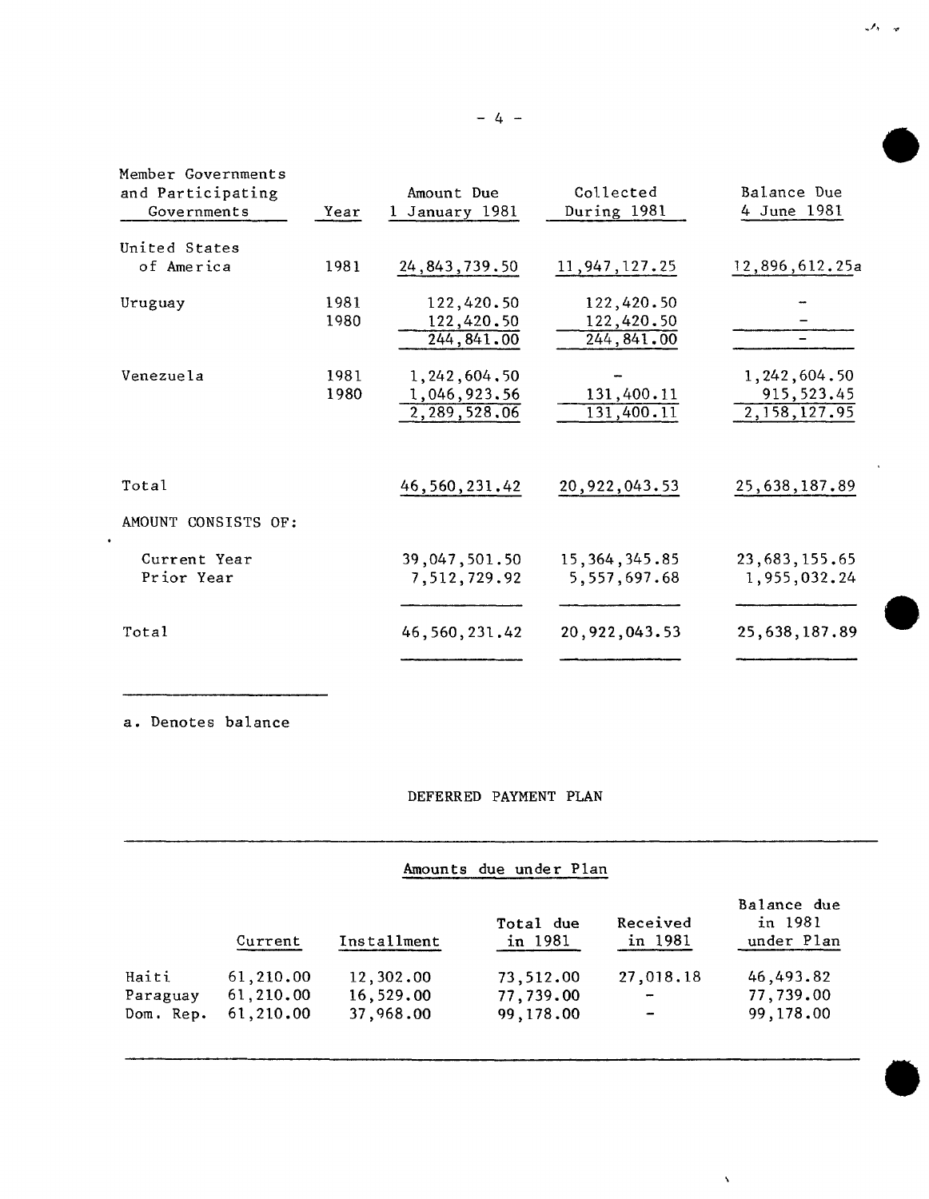| Member Governments and Participating Governments | Year | Amount Due 1 January 1981 | Collected During 1981 | Balance Due 4 June 1981 |
|---|---|---|---|---|
| United States of America | 1981 | 24,843,739.50 | 11,947,127.25 | 12,896,612.25a |
| Uruguay | 1981 | 122,420.50 | 122,420.50 | - |
| | 1980 | 122,420.50 | 122,420.50 | - |
| | | 244,841.00 | 244,841.00 | - |
| Venezuela | 1981 | 1,242,604.50 | - | 1,242,604.50 |
| | 1980 | 1,046,923.56 | 131,400.11 | 915,523.45 |
| | | 2,289,528.06 | 131,400.11 | 2,158,127.95 |
| Total | | 46,560,231.42 | 20,922,043.53 | 25,638,187.89 |
| AMOUNT CONSISTS OF: | | | | |
| Current Year | | 39,047,501.50 | 15,364,345.85 | 23,683,155.65 |
| Prior Year | | 7,512,729.92 | 5,557,697.68 | 1,955,032.24 |
| Total | | 46,560,231.42 | 20,922,043.53 | 25,638,187.89 |

a. Denotes balance

DEFERRED PAYMENT PLAN

Amounts due under Plan

| | Current | Installment | Total due in 1981 | Received in 1981 | Balance due in 1981 under Plan |
|---|---|---|---|---|---|
| Haiti | 61,210.00 | 12,302.00 | 73,512.00 | 27,018.18 | 46,493.82 |
| Paraguay | 61,210.00 | 16,529.00 | 77,739.00 | - | 77,739.00 |
| Dom. Rep. | 61,210.00 | 37,968.00 | 99,178.00 | - | 99,178.00 |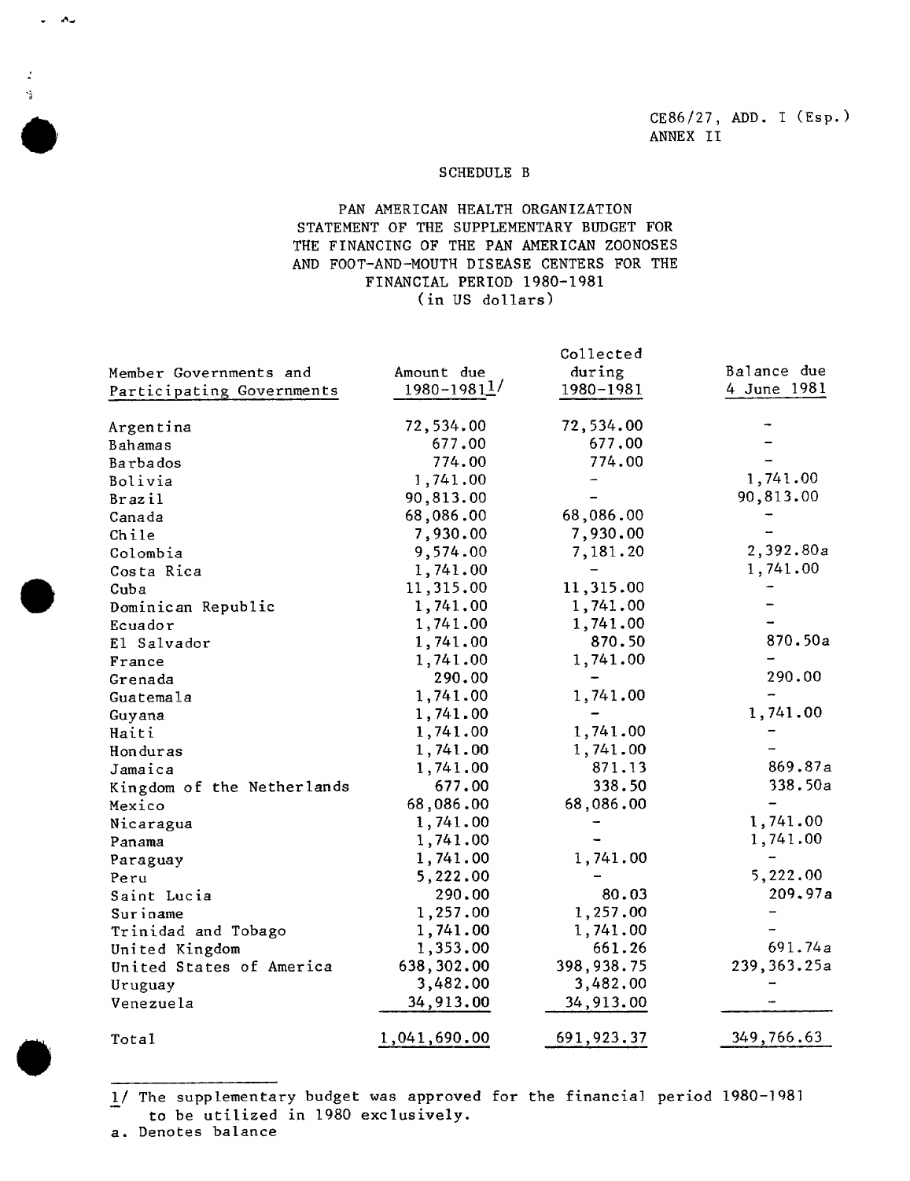CE86/27, ADD. I (Esp.)
ANNEX II

SCHEDULE B

PAN AMERICAN HEALTH ORGANIZATION
STATEMENT OF THE SUPPLEMENTARY BUDGET FOR
THE FINANCING OF THE PAN AMERICAN ZOONOSES
AND FOOT-AND-MOUTH DISEASE CENTERS FOR THE
FINANCIAL PERIOD 1980-1981
(in US dollars)

| Member Governments and Participating Governments | Amount due 1980-1981[1/] | Collected during 1980-1981 | Balance due 4 June 1981 |
|---|---|---|---|
| Argentina | 72,534.00 | 72,534.00 | - |
| Bahamas | 677.00 | 677.00 | - |
| Barbados | 774.00 | 774.00 | - |
| Bolivia | 1,741.00 | - | 1,741.00 |
| Brazil | 90,813.00 | - | 90,813.00 |
| Canada | 68,086.00 | 68,086.00 | - |
| Chile | 7,930.00 | 7,930.00 | - |
| Colombia | 9,574.00 | 7,181.20 | 2,392.80a |
| Costa Rica | 1,741.00 | - | 1,741.00 |
| Cuba | 11,315.00 | 11,315.00 | - |
| Dominican Republic | 1,741.00 | 1,741.00 | - |
| Ecuador | 1,741.00 | 1,741.00 | - |
| El Salvador | 1,741.00 | 870.50 | 870.50a |
| France | 1,741.00 | 1,741.00 | - |
| Grenada | 290.00 | - | 290.00 |
| Guatemala | 1,741.00 | 1,741.00 | - |
| Guyana | 1,741.00 | - | 1,741.00 |
| Haiti | 1,741.00 | 1,741.00 | - |
| Honduras | 1,741.00 | 1,741.00 | - |
| Jamaica | 1,741.00 | 871.13 | 869.87a |
| Kingdom of the Netherlands | 677.00 | 338.50 | 338.50a |
| Mexico | 68,086.00 | 68,086.00 | - |
| Nicaragua | 1,741.00 | - | 1,741.00 |
| Panama | 1,741.00 | - | 1,741.00 |
| Paraguay | 1,741.00 | 1,741.00 | - |
| Peru | 5,222.00 | - | 5,222.00 |
| Saint Lucia | 290.00 | 80.03 | 209.97a |
| Suriname | 1,257.00 | 1,257.00 | - |
| Trinidad and Tobago | 1,741.00 | 1,741.00 | - |
| United Kingdom | 1,353.00 | 661.26 | 691.74a |
| United States of America | 638,302.00 | 398,938.75 | 239,363.25a |
| Uruguay | 3,482.00 | 3,482.00 | - |
| Venezuela | 34,913.00 | 34,913.00 | - |
| Total | 1,041,690.00 | 691,923.37 | 349,766.63 |

1/ The supplementary budget was approved for the financial period 1980-1981 to be utilized in 1980 exclusively.

a. Denotes balance